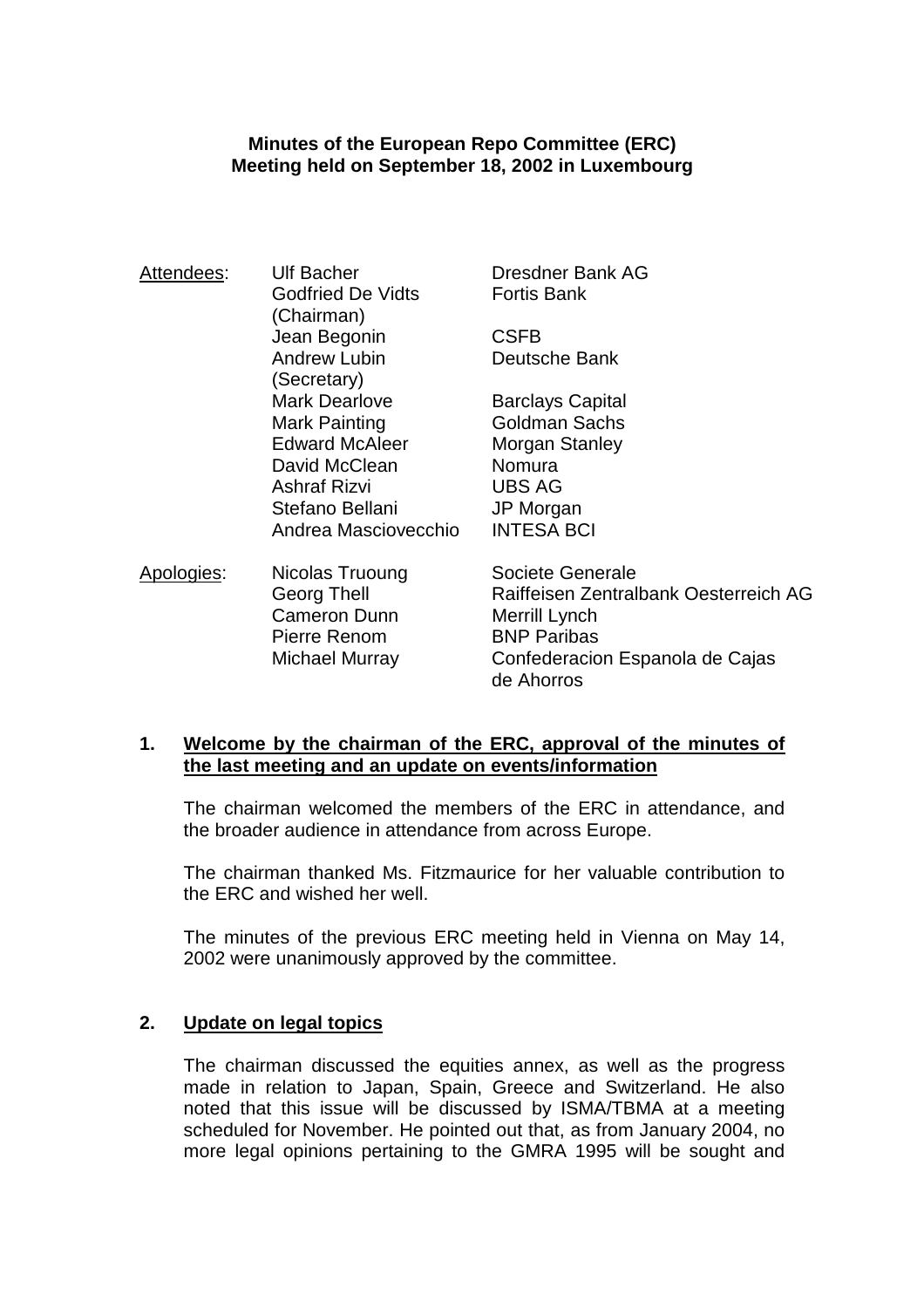**Minutes of the European Repo Committee (ERC)**
**Meeting held on September 18, 2002 in Luxembourg**

| | | |
|---|---|---|
| Attendees: | Ulf Bacher | Dresdner Bank AG |
| | Godfried De Vidts (Chairman) | Fortis Bank |
| | Jean Begonin | CSFB |
| | Andrew Lubin (Secretary) | Deutsche Bank |
| | Mark Dearlove | Barclays Capital |
| | Mark Painting | Goldman Sachs |
| | Edward McAleer | Morgan Stanley |
| | David McClean | Nomura |
| | Ashraf Rizvi | UBS AG |
| | Stefano Bellani | JP Morgan |
| | Andrea Masciovecchio | INTESA BCI |
| Apologies: | Nicolas Truoung | Societe Generale |
| | Georg Thell | Raiffeisen Zentralbank Oesterreich AG |
| | Cameron Dunn | Merrill Lynch |
| | Pierre Renom | BNP Paribas |
| | Michael Murray | Confederacion Espanola de Cajas de Ahorros |

## 1. Welcome by the chairman of the ERC, approval of the minutes of the last meeting and an update on events/information

The chairman welcomed the members of the ERC in attendance, and the broader audience in attendance from across Europe.

The chairman thanked Ms. Fitzmaurice for her valuable contribution to the ERC and wished her well.

The minutes of the previous ERC meeting held in Vienna on May 14, 2002 were unanimously approved by the committee.

## 2. Update on legal topics

The chairman discussed the equities annex, as well as the progress made in relation to Japan, Spain, Greece and Switzerland. He also noted that this issue will be discussed by ISMA/TBMA at a meeting scheduled for November. He pointed out that, as from January 2004, no more legal opinions pertaining to the GMRA 1995 will be sought and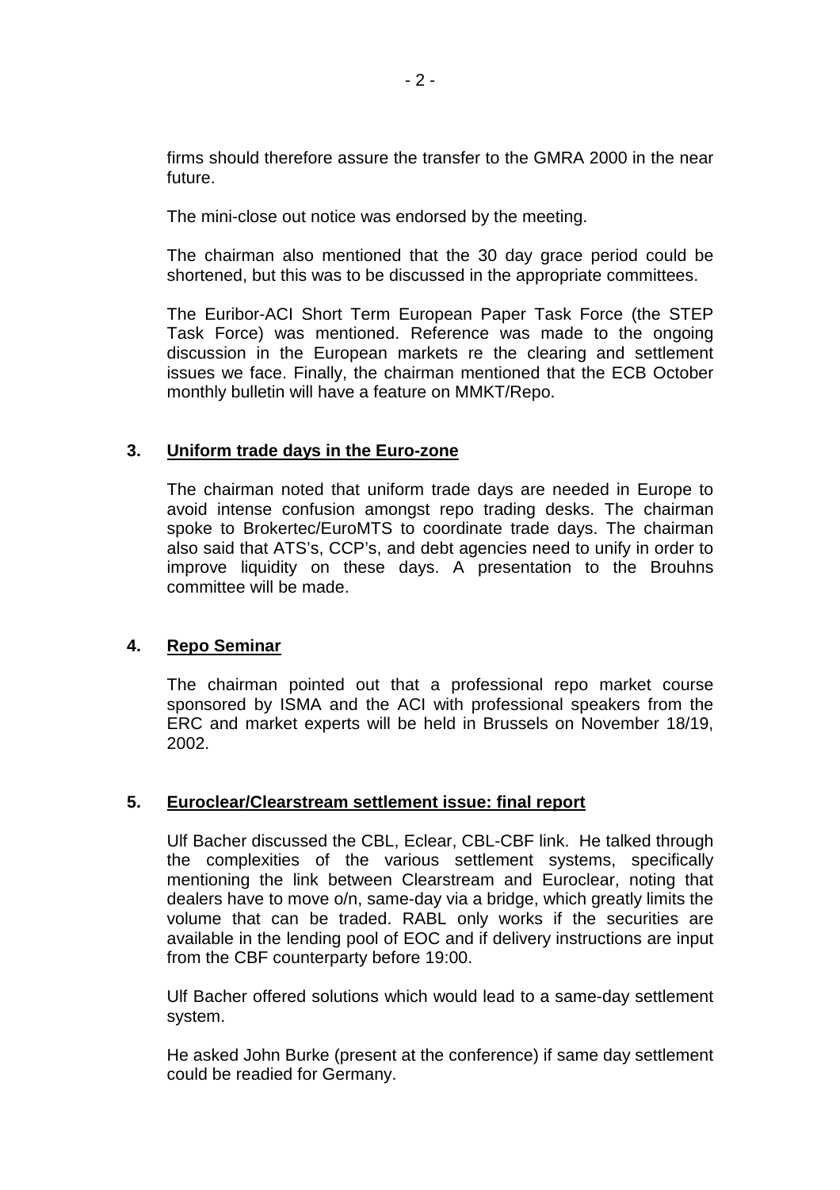firms should therefore assure the transfer to the GMRA 2000 in the near future.

The mini-close out notice was endorsed by the meeting.

The chairman also mentioned that the 30 day grace period could be shortened, but this was to be discussed in the appropriate committees.

The Euribor-ACI Short Term European Paper Task Force (the STEP Task Force) was mentioned. Reference was made to the ongoing discussion in the European markets re the clearing and settlement issues we face. Finally, the chairman mentioned that the ECB October monthly bulletin will have a feature on MMKT/Repo.

### 3. Uniform trade days in the Euro-zone

The chairman noted that uniform trade days are needed in Europe to avoid intense confusion amongst repo trading desks. The chairman spoke to Brokertec/EuroMTS to coordinate trade days. The chairman also said that ATS's, CCP's, and debt agencies need to unify in order to improve liquidity on these days. A presentation to the Brouhns committee will be made.

### 4. Repo Seminar

The chairman pointed out that a professional repo market course sponsored by ISMA and the ACI with professional speakers from the ERC and market experts will be held in Brussels on November 18/19, 2002.

### 5. Euroclear/Clearstream settlement issue: final report

Ulf Bacher discussed the CBL, Eclear, CBL-CBF link. He talked through the complexities of the various settlement systems, specifically mentioning the link between Clearstream and Euroclear, noting that dealers have to move o/n, same-day via a bridge, which greatly limits the volume that can be traded. RABL only works if the securities are available in the lending pool of EOC and if delivery instructions are input from the CBF counterparty before 19:00.

Ulf Bacher offered solutions which would lead to a same-day settlement system.

He asked John Burke (present at the conference) if same day settlement could be readied for Germany.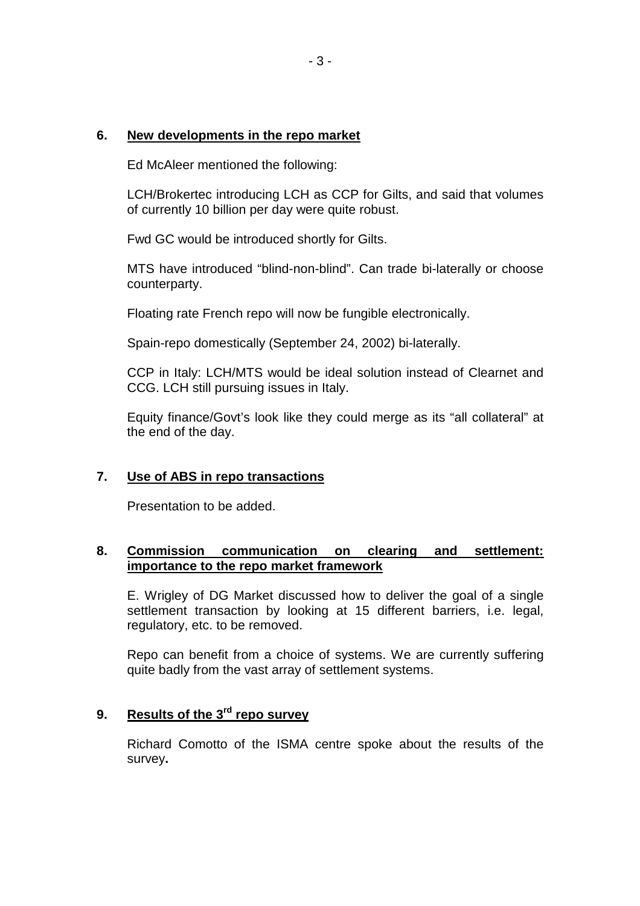## 6. New developments in the repo market

Ed McAleer mentioned the following:

LCH/Brokertec introducing LCH as CCP for Gilts, and said that volumes of currently 10 billion per day were quite robust.

Fwd GC would be introduced shortly for Gilts.

MTS have introduced "blind-non-blind". Can trade bi-laterally or choose counterparty.

Floating rate French repo will now be fungible electronically.

Spain-repo domestically (September 24, 2002) bi-laterally.

CCP in Italy: LCH/MTS would be ideal solution instead of Clearnet and CCG. LCH still pursuing issues in Italy.

Equity finance/Govt's look like they could merge as its "all collateral" at the end of the day.

## 7. Use of ABS in repo transactions

Presentation to be added.

## 8. Commission communication on clearing and settlement: importance to the repo market framework

E. Wrigley of DG Market discussed how to deliver the goal of a single settlement transaction by looking at 15 different barriers, i.e. legal, regulatory, etc. to be removed.

Repo can benefit from a choice of systems. We are currently suffering quite badly from the vast array of settlement systems.

## 9. Results of the 3rd repo survey

Richard Comotto of the ISMA centre spoke about the results of the survey**.**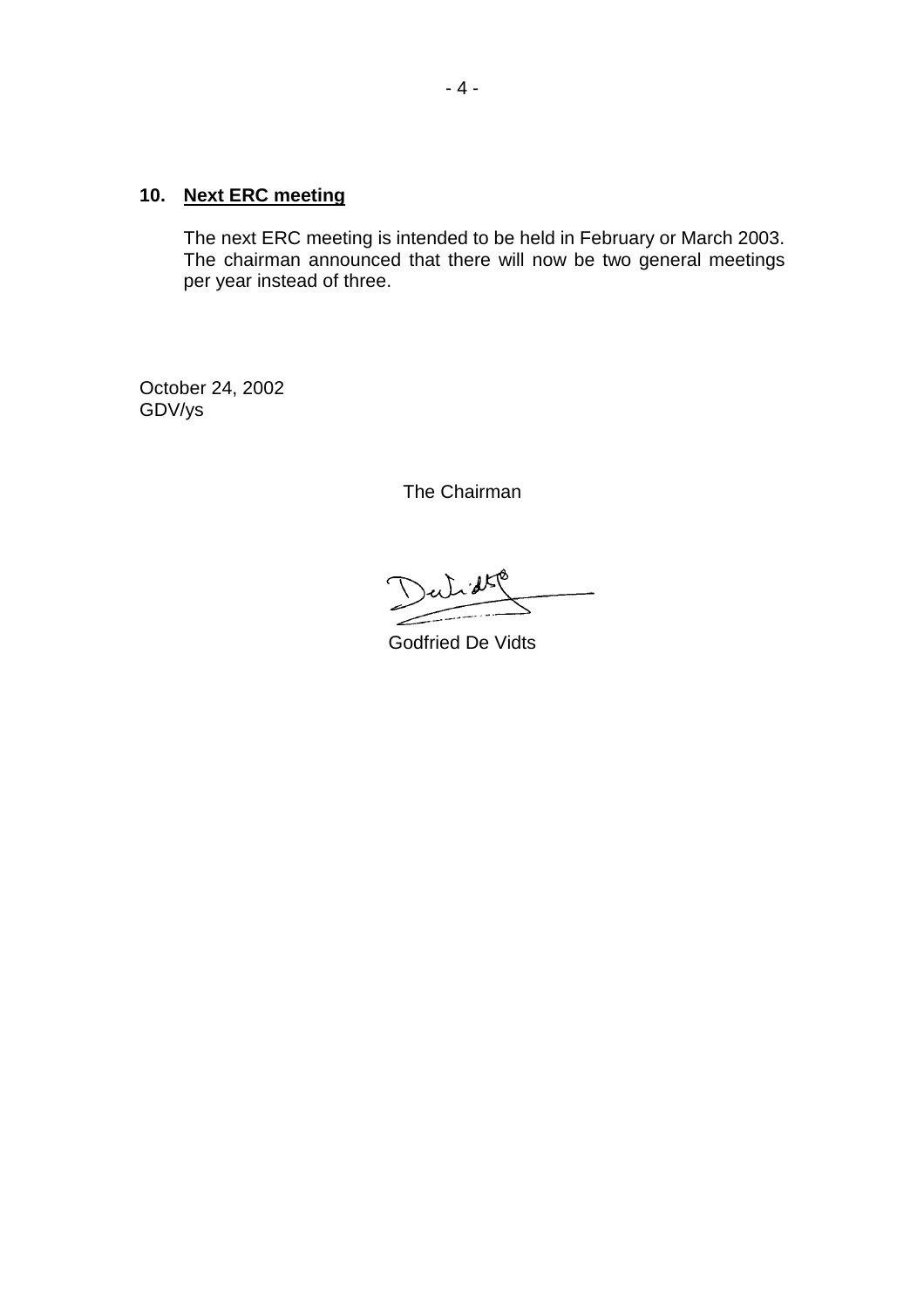## 10. **Next ERC meeting**

The next ERC meeting is intended to be held in February or March 2003. The chairman announced that there will now be two general meetings per year instead of three.

October 24, 2002
GDV/ys

The Chairman

Godfried De Vidts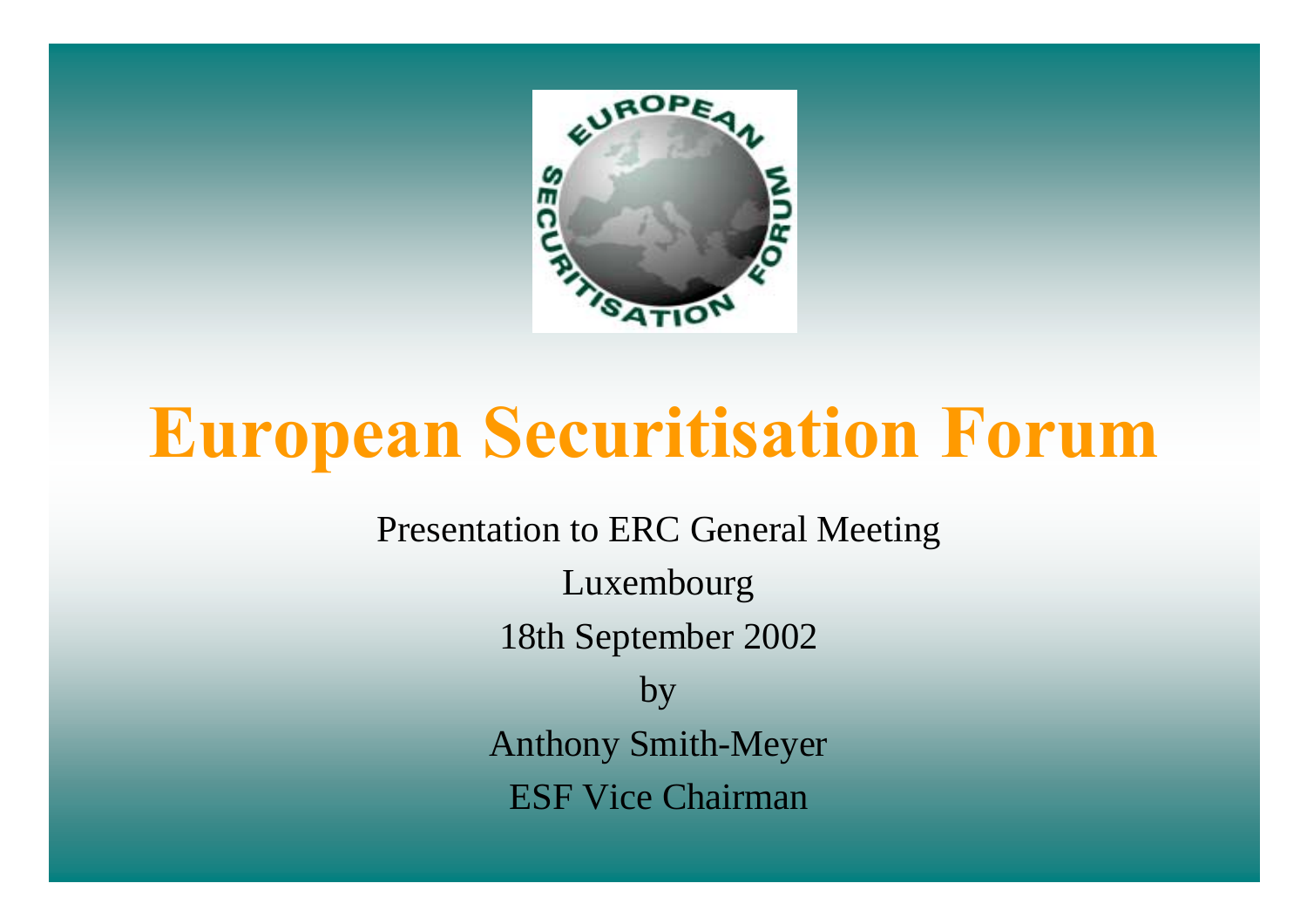# European Securitisation Forum

Presentation to ERC General Meeting

Luxembourg

18th September 2002

by

Anthony Smith-Meyer

ESF Vice Chairman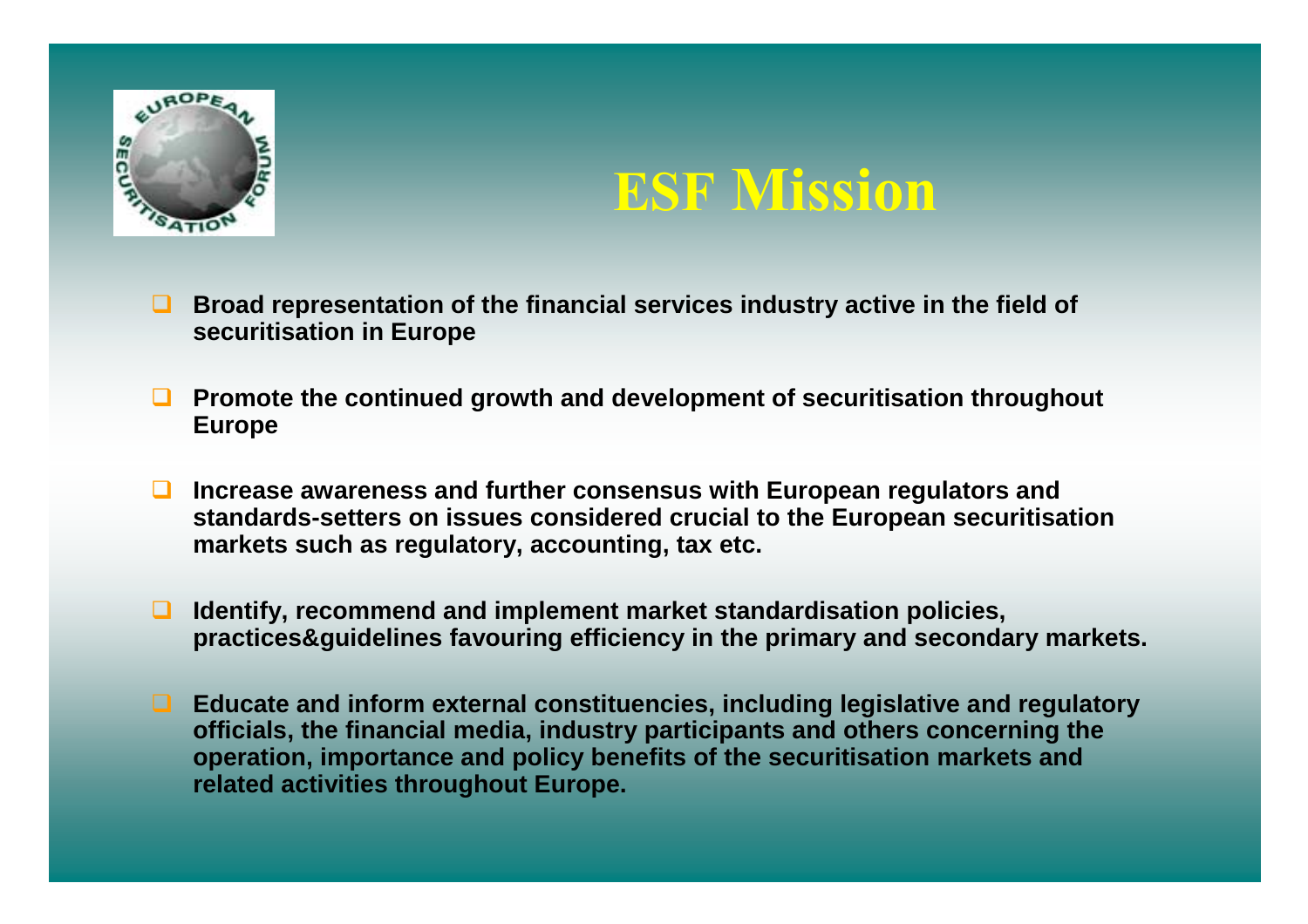# ESF Mission

- **Broad representation of the financial services industry active in the field of securitisation in Europe**
- **Promote the continued growth and development of securitisation throughout Europe**
- **Increase awareness and further consensus with European regulators and standards-setters on issues considered crucial to the European securitisation markets such as regulatory, accounting, tax etc.**
- **Identify, recommend and implement market standardisation policies, practices&guidelines favouring efficiency in the primary and secondary markets.**
- **Educate and inform external constituencies, including legislative and regulatory officials, the financial media, industry participants and others concerning the operation, importance and policy benefits of the securitisation markets and related activities throughout Europe.**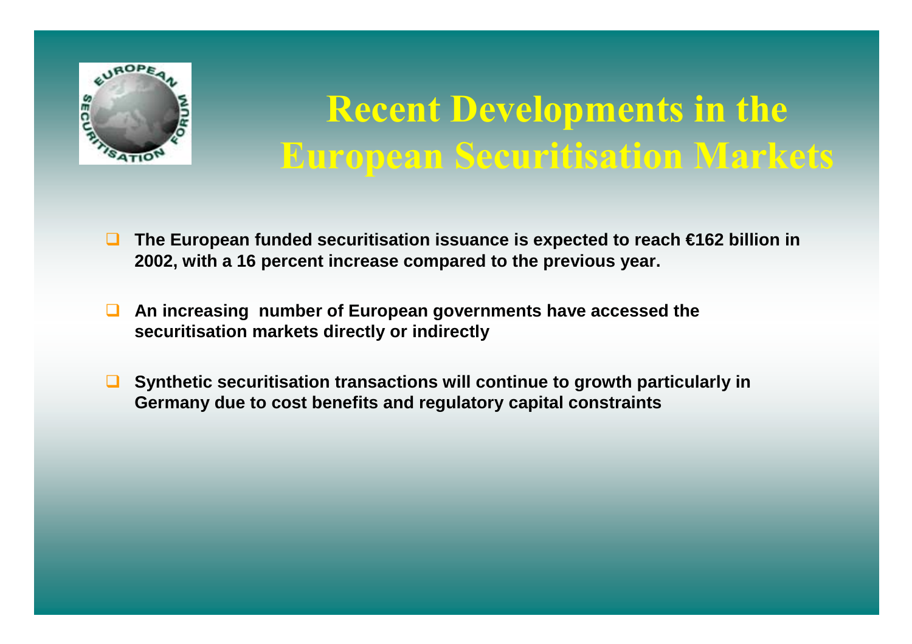# Recent Developments in the European Securitisation Markets

- **The European funded securitisation issuance is expected to reach €162 billion in 2002, with a 16 percent increase compared to the previous year.**
- **An increasing number of European governments have accessed the securitisation markets directly or indirectly**
- **Synthetic securitisation transactions will continue to growth particularly in Germany due to cost benefits and regulatory capital constraints**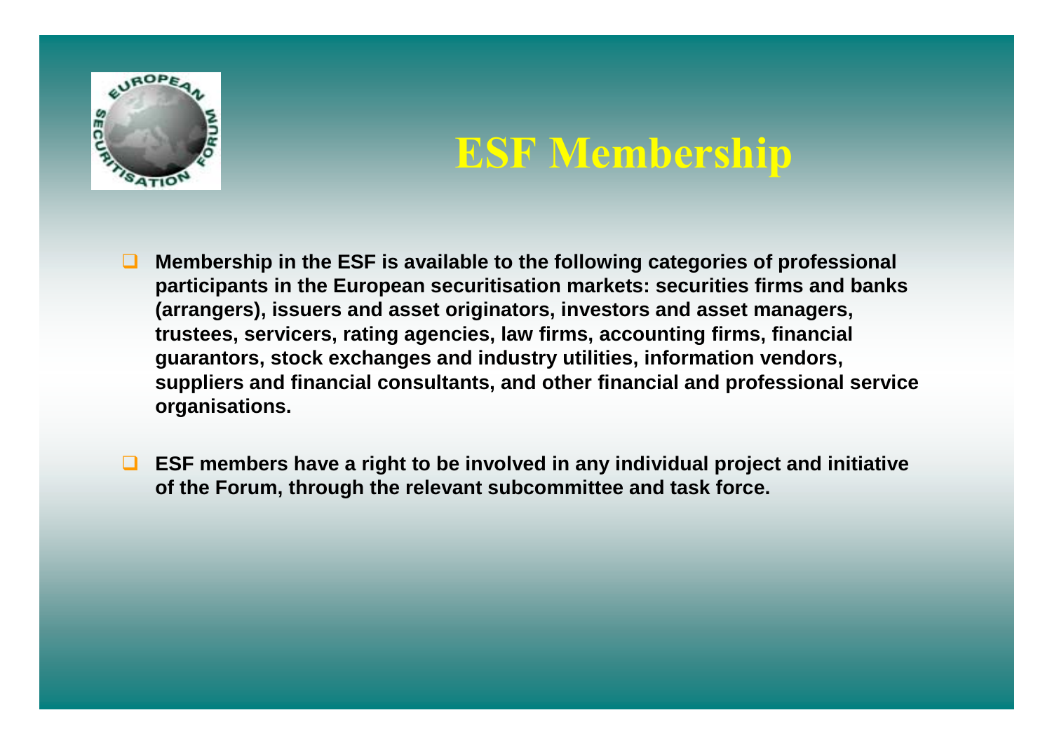# ESF Membership

- **Membership in the ESF is available to the following categories of professional participants in the European securitisation markets: securities firms and banks (arrangers), issuers and asset originators, investors and asset managers, trustees, servicers, rating agencies, law firms, accounting firms, financial guarantors, stock exchanges and industry utilities, information vendors, suppliers and financial consultants, and other financial and professional service organisations.**

- **ESF members have a right to be involved in any individual project and initiative of the Forum, through the relevant subcommittee and task force.**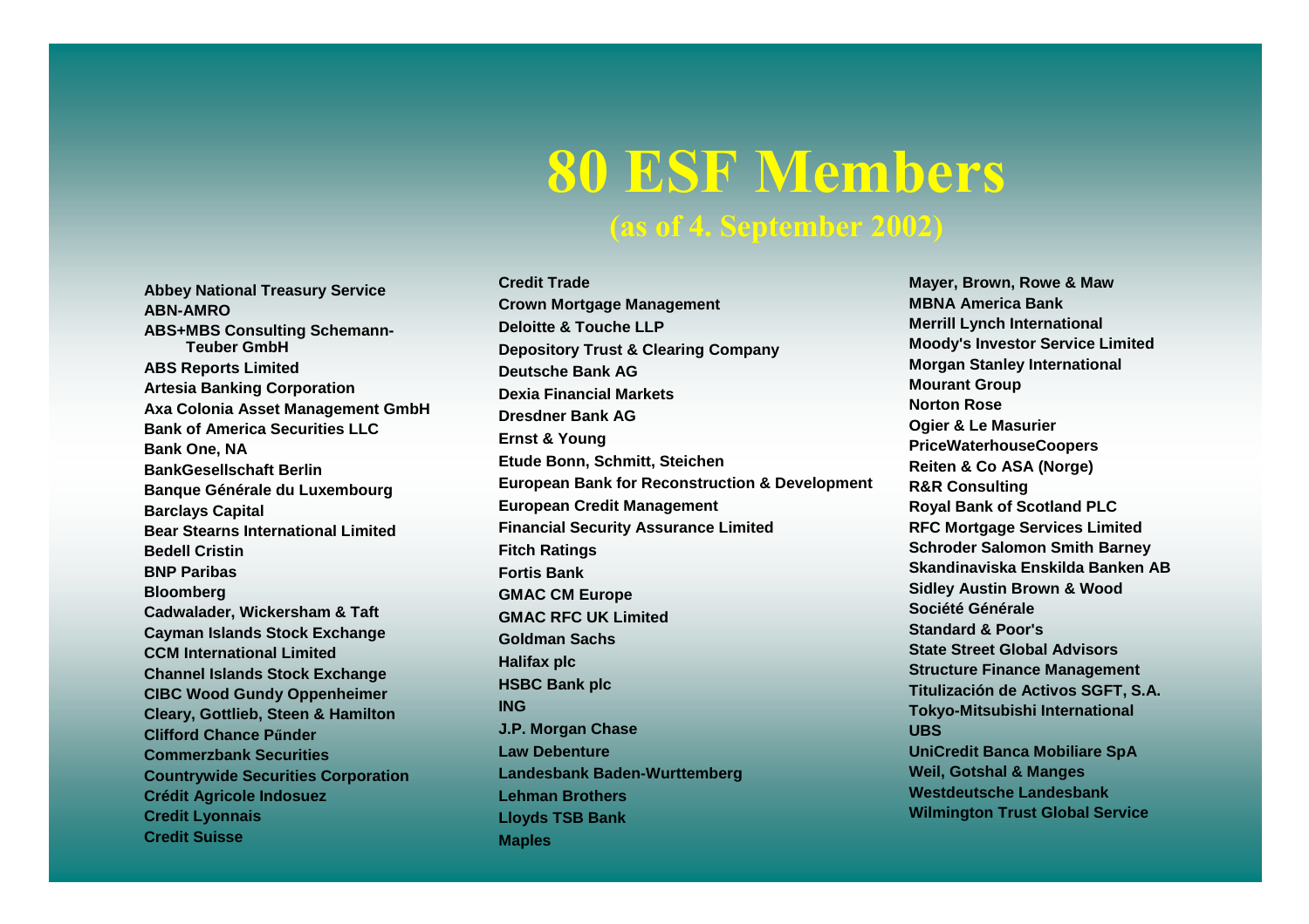# 80 ESF Members

## (as of 4. September 2002)

- Abbey National Treasury Service
- ABN-AMRO
- ABS+MBS Consulting Schemann-Teuber GmbH
- ABS Reports Limited
- Artesia Banking Corporation
- Axa Colonia Asset Management GmbH
- Bank of America Securities LLC
- Bank One, NA
- BankGesellschaft Berlin
- Banque Générale du Luxembourg
- Barclays Capital
- Bear Stearns International Limited
- Bedell Cristin
- BNP Paribas
- Bloomberg
- Cadwalader, Wickersham & Taft
- Cayman Islands Stock Exchange
- CCM International Limited
- Channel Islands Stock Exchange
- CIBC Wood Gundy Oppenheimer
- Cleary, Gottlieb, Steen & Hamilton
- Clifford Chance Pűnder
- Commerzbank Securities
- Countrywide Securities Corporation
- Crédit Agricole Indosuez
- Credit Lyonnais
- Credit Suisse
- Credit Trade
- Crown Mortgage Management
- Deloitte & Touche LLP
- Depository Trust & Clearing Company
- Deutsche Bank AG
- Dexia Financial Markets
- Dresdner Bank AG
- Ernst & Young
- Etude Bonn, Schmitt, Steichen
- European Bank for Reconstruction & Development
- European Credit Management
- Financial Security Assurance Limited
- Fitch Ratings
- Fortis Bank
- GMAC CM Europe
- GMAC RFC UK Limited
- Goldman Sachs
- Halifax plc
- HSBC Bank plc
- ING
- J.P. Morgan Chase
- Law Debenture
- Landesbank Baden-Wurttemberg
- Lehman Brothers
- Lloyds TSB Bank
- Maples
- Mayer, Brown, Rowe & Maw
- MBNA America Bank
- Merrill Lynch International
- Moody's Investor Service Limited
- Morgan Stanley International
- Mourant Group
- Norton Rose
- Ogier & Le Masurier
- PriceWaterhouseCoopers
- Reiten & Co ASA (Norge)
- R&R Consulting
- Royal Bank of Scotland PLC
- RFC Mortgage Services Limited
- Schroder Salomon Smith Barney
- Skandinaviska Enskilda Banken AB
- Sidley Austin Brown & Wood
- Société Générale
- Standard & Poor's
- State Street Global Advisors
- Structure Finance Management
- Titulización de Activos SGFT, S.A.
- Tokyo-Mitsubishi International
- UBS
- UniCredit Banca Mobiliare SpA
- Weil, Gotshal & Manges
- Westdeutsche Landesbank
- Wilmington Trust Global Service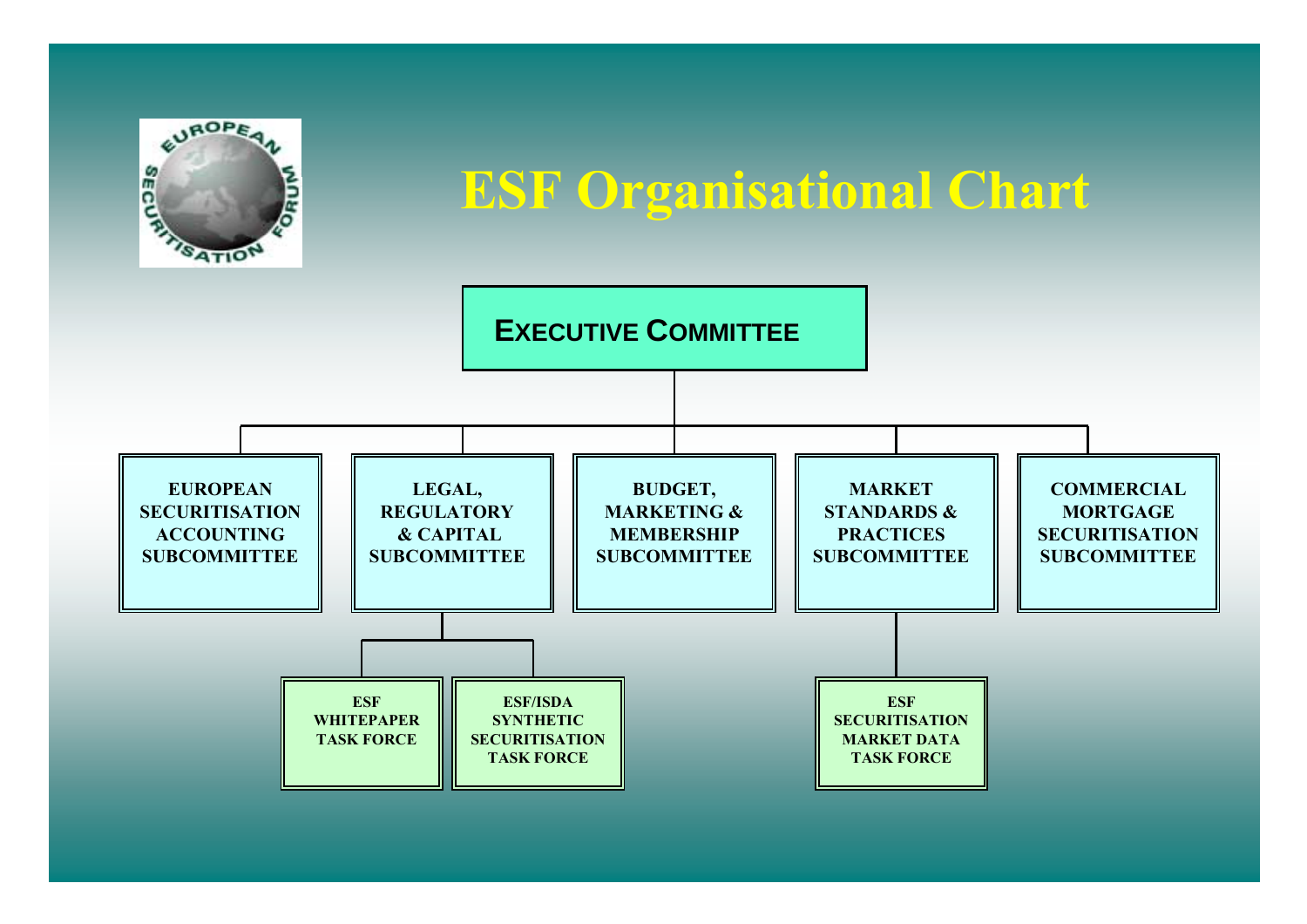# ESF Organisational Chart

**EXECUTIVE COMMITTEE**

- **EUROPEAN SECURITISATION ACCOUNTING SUBCOMMITTEE**
- **LEGAL, REGULATORY & CAPITAL SUBCOMMITTEE**
  - **ESF WHITEPAPER TASK FORCE**
  - **ESF/ISDA SYNTHETIC SECURITISATION TASK FORCE**
- **BUDGET, MARKETING & MEMBERSHIP SUBCOMMITTEE**
- **MARKET STANDARDS & PRACTICES SUBCOMMITTEE**
  - **ESF SECURITISATION MARKET DATA TASK FORCE**
- **COMMERCIAL MORTGAGE SECURITISATION SUBCOMMITTEE**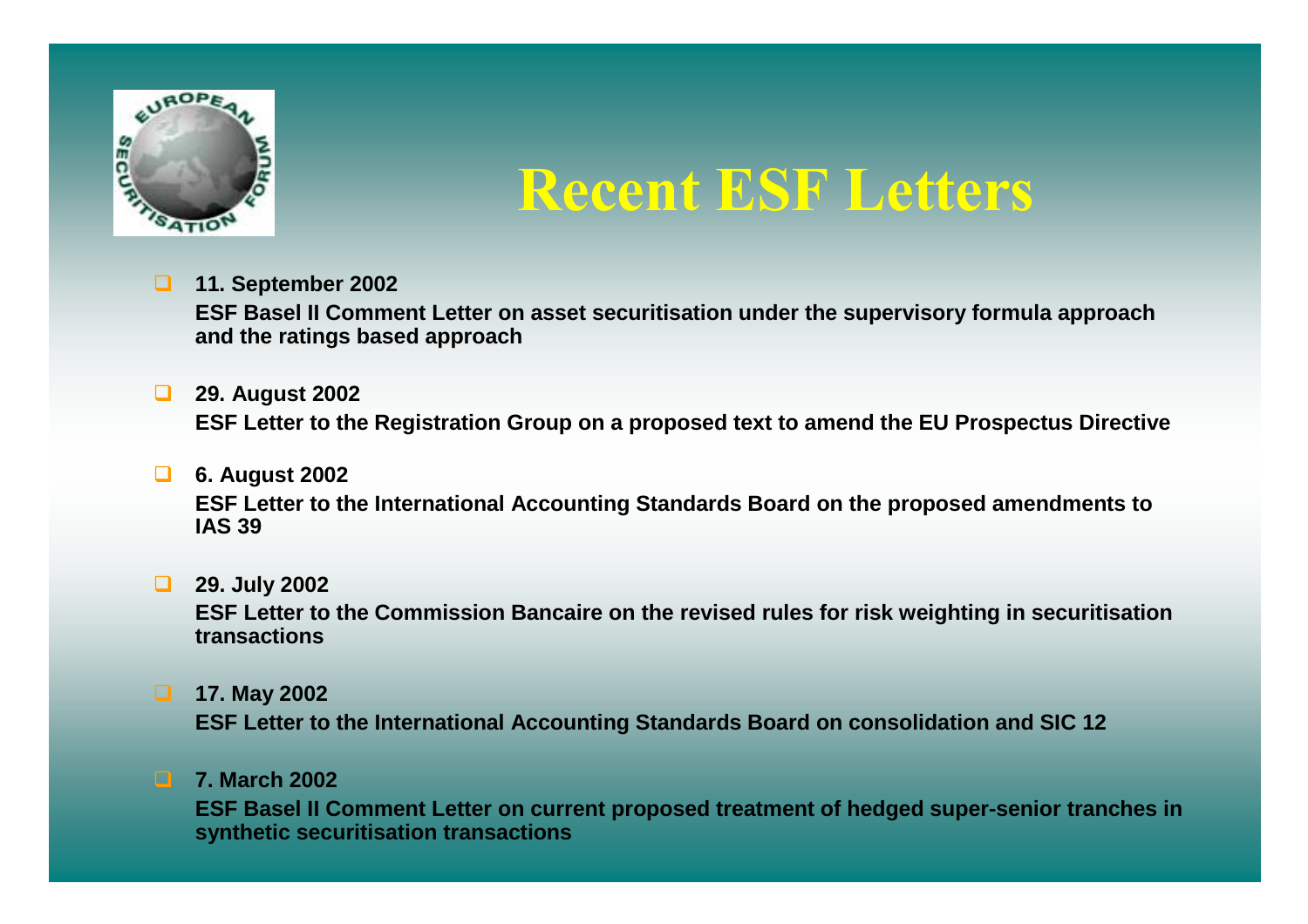# Recent ESF Letters

- **11. September 2002**
  **ESF Basel II Comment Letter on asset securitisation under the supervisory formula approach and the ratings based approach**

- **29. August 2002**
  **ESF Letter to the Registration Group on a proposed text to amend the EU Prospectus Directive**

- **6. August 2002**
  **ESF Letter to the International Accounting Standards Board on the proposed amendments to IAS 39**

- **29. July 2002**
  **ESF Letter to the Commission Bancaire on the revised rules for risk weighting in securitisation transactions**

- **17. May 2002**
  **ESF Letter to the International Accounting Standards Board on consolidation and SIC 12**

- **7. March 2002**
  **ESF Basel II Comment Letter on current proposed treatment of hedged super-senior tranches in synthetic securitisation transactions**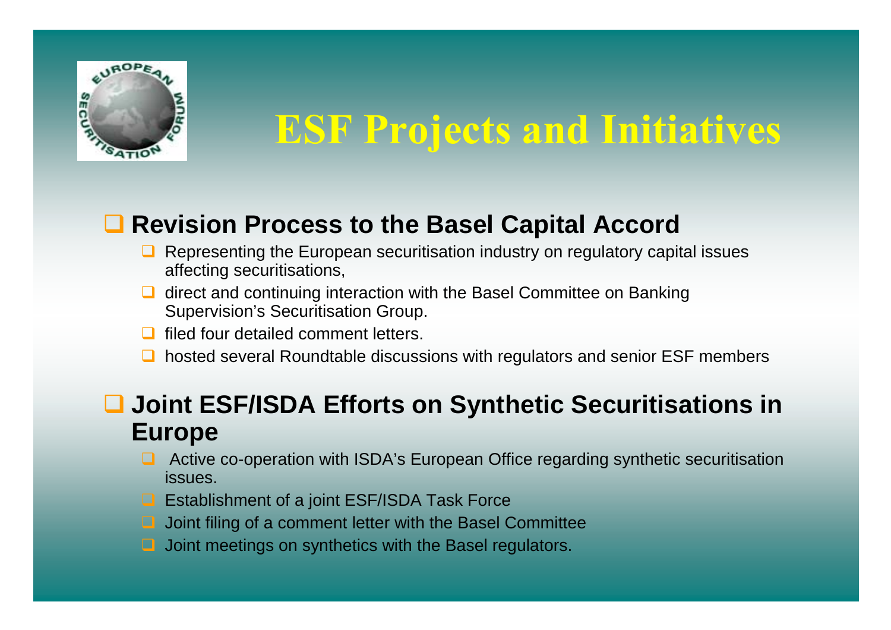# ESF Projects and Initiatives

## Revision Process to the Basel Capital Accord

- Representing the European securitisation industry on regulatory capital issues affecting securitisations,
- direct and continuing interaction with the Basel Committee on Banking Supervision's Securitisation Group.
- filed four detailed comment letters.
- hosted several Roundtable discussions with regulators and senior ESF members

## Joint ESF/ISDA Efforts on Synthetic Securitisations in Europe

- Active co-operation with ISDA's European Office regarding synthetic securitisation issues.
- Establishment of a joint ESF/ISDA Task Force
- Joint filing of a comment letter with the Basel Committee
- Joint meetings on synthetics with the Basel regulators.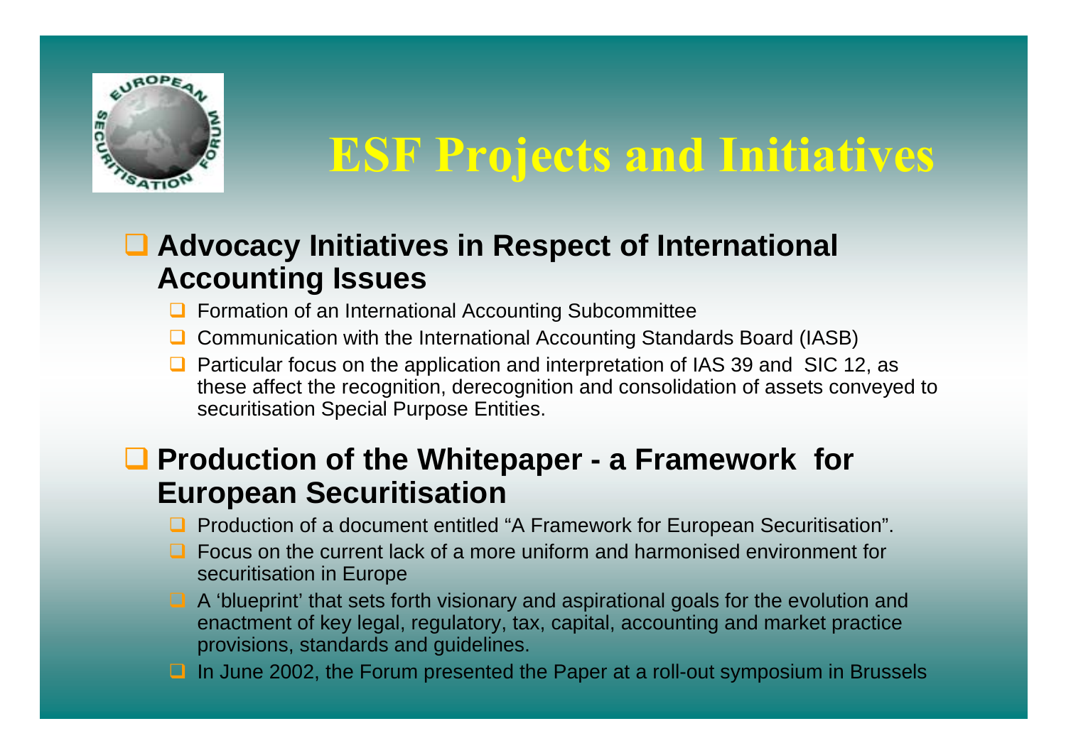# ESF Projects and Initiatives

- **Advocacy Initiatives in Respect of International Accounting Issues**
  - Formation of an International Accounting Subcommittee
  - Communication with the International Accounting Standards Board (IASB)
  - Particular focus on the application and interpretation of IAS 39 and SIC 12, as these affect the recognition, derecognition and consolidation of assets conveyed to securitisation Special Purpose Entities.

- **Production of the Whitepaper - a Framework for European Securitisation**
  - Production of a document entitled "A Framework for European Securitisation".
  - Focus on the current lack of a more uniform and harmonised environment for securitisation in Europe
  - A 'blueprint' that sets forth visionary and aspirational goals for the evolution and enactment of key legal, regulatory, tax, capital, accounting and market practice provisions, standards and guidelines.
  - In June 2002, the Forum presented the Paper at a roll-out symposium in Brussels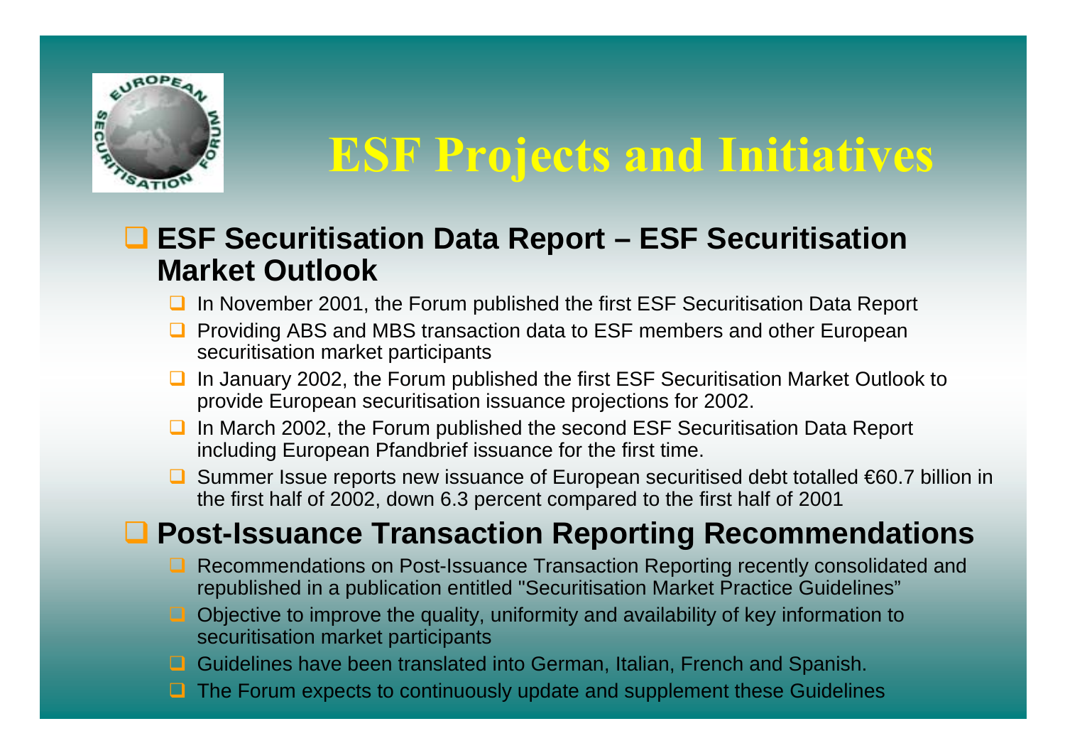# ESF Projects and Initiatives

- **ESF Securitisation Data Report – ESF Securitisation Market Outlook**
  - In November 2001, the Forum published the first ESF Securitisation Data Report
  - Providing ABS and MBS transaction data to ESF members and other European securitisation market participants
  - In January 2002, the Forum published the first ESF Securitisation Market Outlook to provide European securitisation issuance projections for 2002.
  - In March 2002, the Forum published the second ESF Securitisation Data Report including European Pfandbrief issuance for the first time.
  - Summer Issue reports new issuance of European securitised debt totalled €60.7 billion in the first half of 2002, down 6.3 percent compared to the first half of 2001
- **Post-Issuance Transaction Reporting Recommendations**
  - Recommendations on Post-Issuance Transaction Reporting recently consolidated and republished in a publication entitled "Securitisation Market Practice Guidelines"
  - Objective to improve the quality, uniformity and availability of key information to securitisation market participants
  - Guidelines have been translated into German, Italian, French and Spanish.
  - The Forum expects to continuously update and supplement these Guidelines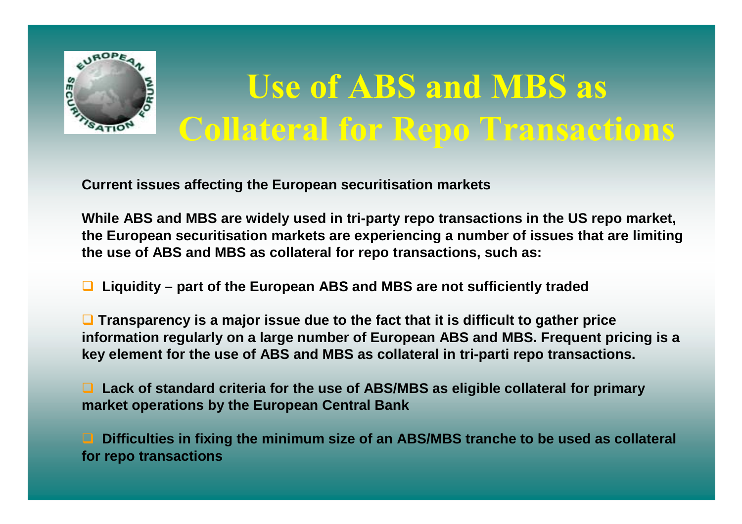# Use of ABS and MBS as Collateral for Repo Transactions

**Current issues affecting the European securitisation markets**

**While ABS and MBS are widely used in tri-party repo transactions in the US repo market, the European securitisation markets are experiencing a number of issues that are limiting the use of ABS and MBS as collateral for repo transactions, such as:**

- **Liquidity – part of the European ABS and MBS are not sufficiently traded**
- **Transparency is a major issue due to the fact that it is difficult to gather price information regularly on a large number of European ABS and MBS. Frequent pricing is a key element for the use of ABS and MBS as collateral in tri-parti repo transactions.**
- **Lack of standard criteria for the use of ABS/MBS as eligible collateral for primary market operations by the European Central Bank**
- **Difficulties in fixing the minimum size of an ABS/MBS tranche to be used as collateral for repo transactions**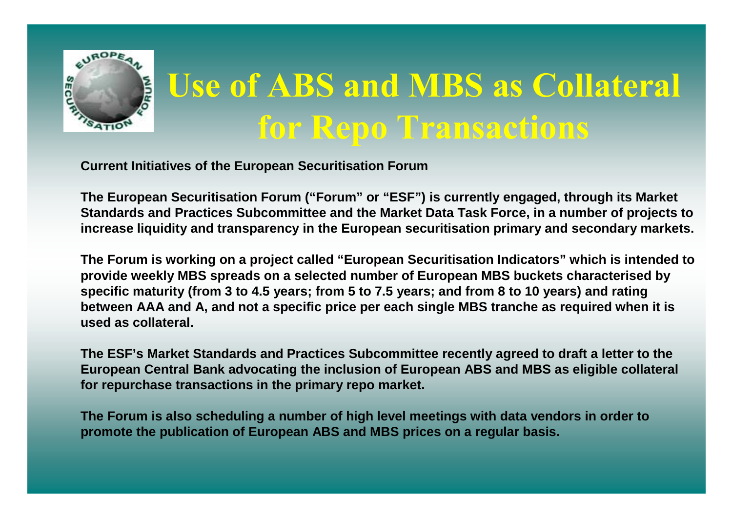# Use of ABS and MBS as Collateral for Repo Transactions

**Current Initiatives of the European Securitisation Forum**

**The European Securitisation Forum ("Forum" or "ESF") is currently engaged, through its Market Standards and Practices Subcommittee and the Market Data Task Force, in a number of projects to increase liquidity and transparency in the European securitisation primary and secondary markets.**

**The Forum is working on a project called "European Securitisation Indicators" which is intended to provide weekly MBS spreads on a selected number of European MBS buckets characterised by specific maturity (from 3 to 4.5 years; from 5 to 7.5 years; and from 8 to 10 years) and rating between AAA and A, and not a specific price per each single MBS tranche as required when it is used as collateral.**

**The ESF's Market Standards and Practices Subcommittee recently agreed to draft a letter to the European Central Bank advocating the inclusion of European ABS and MBS as eligible collateral for repurchase transactions in the primary repo market.**

**The Forum is also scheduling a number of high level meetings with data vendors in order to promote the publication of European ABS and MBS prices on a regular basis.**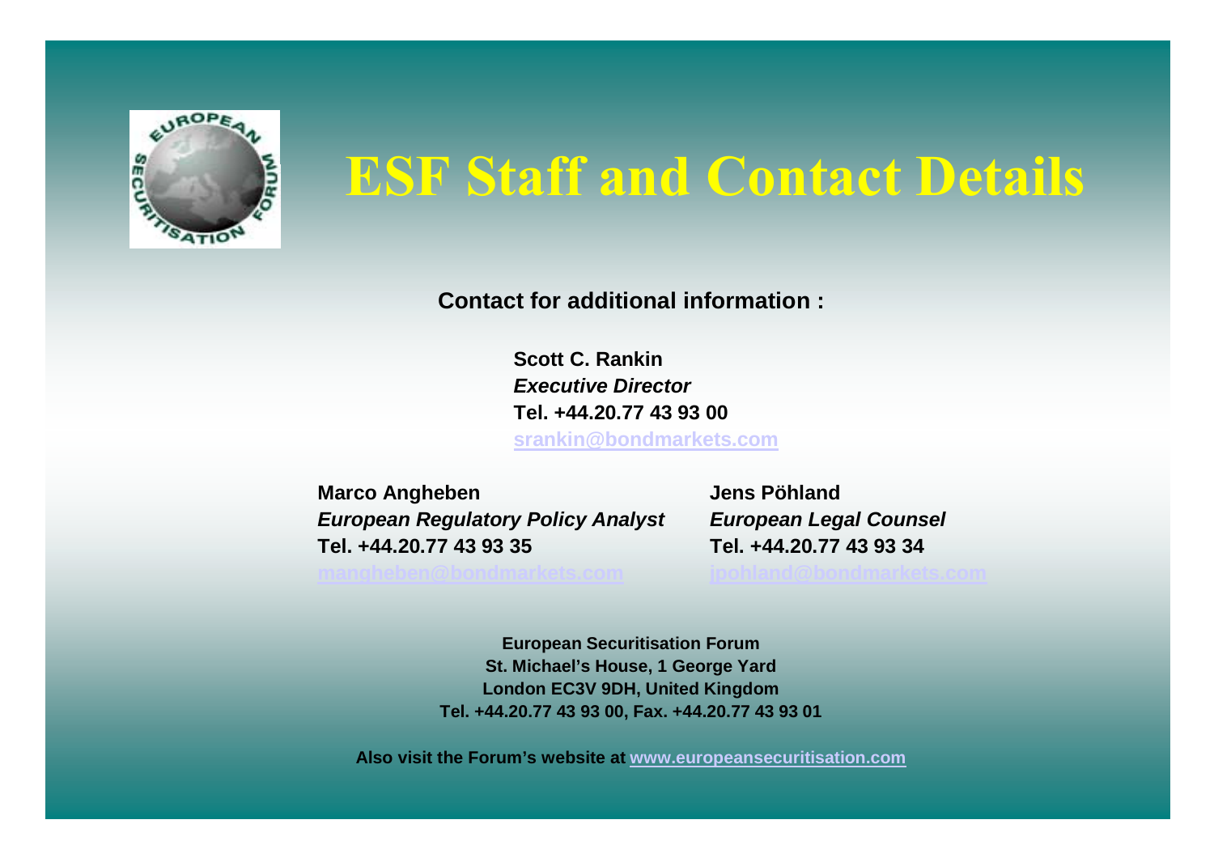# ESF Staff and Contact Details

**Contact for additional information :**

**Scott C. Rankin**
***Executive Director***
**Tel. +44.20.77 43 93 00**
**srankin@bondmarkets.com**

**Marco Angheben**
***European Regulatory Policy Analyst***
**Tel. +44.20.77 43 93 35**
**mangheben@bondmarkets.com**

**Jens Pöhland**
***European Legal Counsel***
**Tel. +44.20.77 43 93 34**
**jpohland@bondmarkets.com**

**European Securitisation Forum**
**St. Michael's House, 1 George Yard**
**London EC3V 9DH, United Kingdom**
**Tel. +44.20.77 43 93 00, Fax. +44.20.77 43 93 01**

**Also visit the Forum's website at www.europeansecuritisation.com**